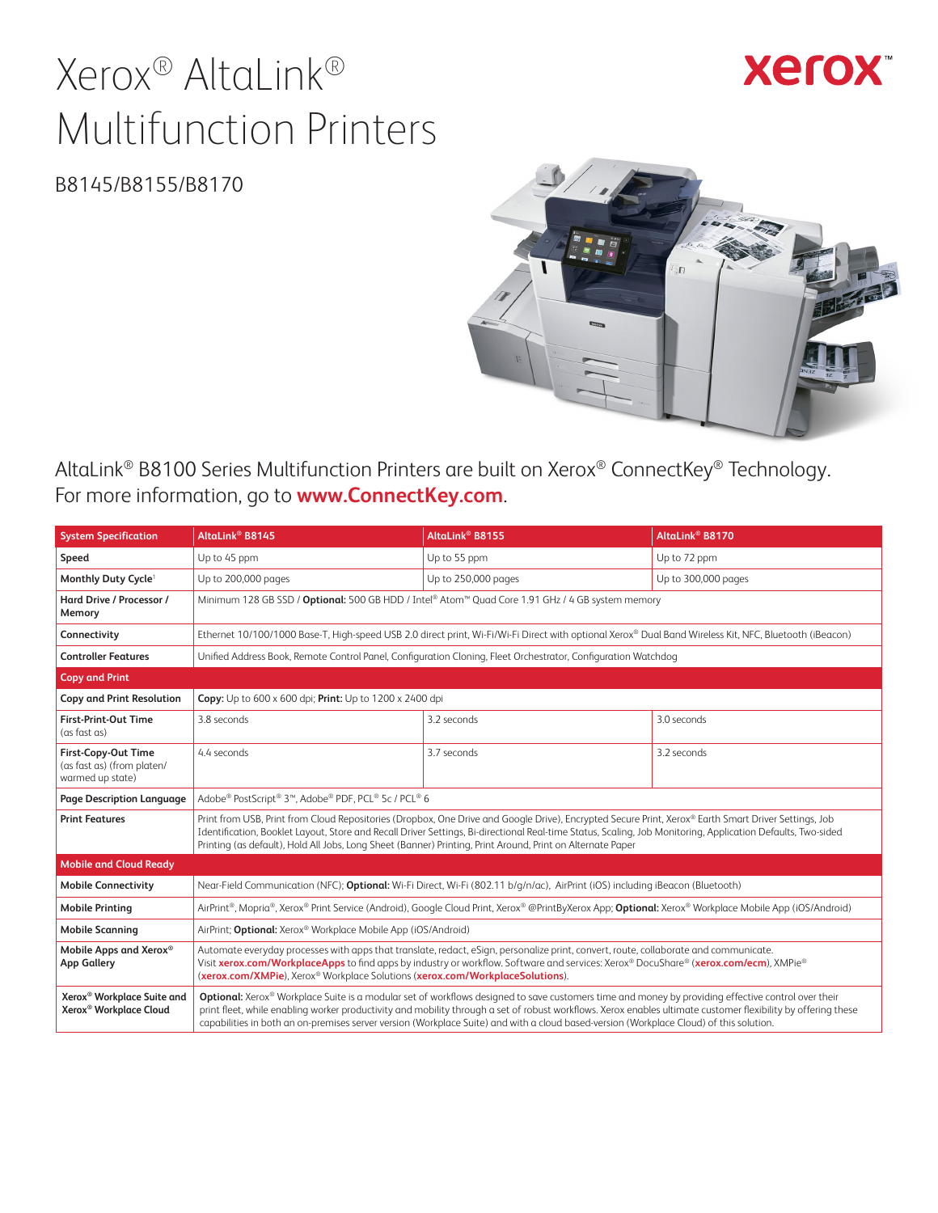# Xerox® AltaLink® Multifunction Printers

B8145/B8155/B8170

AltaLink® B8100 Series Multifunction Printers are built on Xerox® ConnectKey® Technology. For more information, go to **www.ConnectKey.com**.

| System Specification | AltaLink® B8145 | AltaLink® B8155 | AltaLink® B8170 |
|---|---|---|---|
| **Speed** | Up to 45 ppm | Up to 55 ppm | Up to 72 ppm |
| **Monthly Duty Cycle**[1] | Up to 200,000 pages | Up to 250,000 pages | Up to 300,000 pages |
| **Hard Drive / Processor / Memory** | Minimum 128 GB SSD / **Optional:** 500 GB HDD / Intel® Atom™ Quad Core 1.91 GHz / 4 GB system memory | | |
| **Connectivity** | Ethernet 10/100/1000 Base-T, High-speed USB 2.0 direct print, Wi-Fi/Wi-Fi Direct with optional Xerox® Dual Band Wireless Kit, NFC, Bluetooth (iBeacon) | | |
| **Controller Features** | Unified Address Book, Remote Control Panel, Configuration Cloning, Fleet Orchestrator, Configuration Watchdog | | |
| **Copy and Print** | | | |
| **Copy and Print Resolution** | **Copy:** Up to 600 x 600 dpi; **Print:** Up to 1200 x 2400 dpi | | |
| **First-Print-Out Time** (as fast as) | 3.8 seconds | 3.2 seconds | 3.0 seconds |
| **First-Copy-Out Time** (as fast as) (from platen/ warmed up state) | 4.4 seconds | 3.7 seconds | 3.2 seconds |
| **Page Description Language** | Adobe® PostScript® 3™, Adobe® PDF, PCL® 5c / PCL® 6 | | |
| **Print Features** | Print from USB, Print from Cloud Repositories (Dropbox, One Drive and Google Drive), Encrypted Secure Print, Xerox® Earth Smart Driver Settings, Job Identification, Booklet Layout, Store and Recall Driver Settings, Bi-directional Real-time Status, Scaling, Job Monitoring, Application Defaults, Two-sided Printing (as default), Hold All Jobs, Long Sheet (Banner) Printing, Print Around, Print on Alternate Paper | | |
| **Mobile and Cloud Ready** | | | |
| **Mobile Connectivity** | Near-Field Communication (NFC); **Optional:** Wi-Fi Direct, Wi-Fi (802.11 b/g/n/ac), AirPrint (iOS) including iBeacon (Bluetooth) | | |
| **Mobile Printing** | AirPrint®, Mopria®, Xerox® Print Service (Android), Google Cloud Print, Xerox® @PrintByXerox App; **Optional:** Xerox® Workplace Mobile App (iOS/Android) | | |
| **Mobile Scanning** | AirPrint; **Optional:** Xerox® Workplace Mobile App (iOS/Android) | | |
| **Mobile Apps and Xerox® App Gallery** | Automate everyday processes with apps that translate, redact, eSign, personalize print, convert, route, collaborate and communicate. Visit **xerox.com/WorkplaceApps** to find apps by industry or workflow. Software and services: Xerox® DocuShare® (**xerox.com/ecm**), XMPie® (**xerox.com/XMPie**), Xerox® Workplace Solutions (**xerox.com/WorkplaceSolutions**). | | |
| **Xerox® Workplace Suite and Xerox® Workplace Cloud** | **Optional:** Xerox® Workplace Suite is a modular set of workflows designed to save customers time and money by providing effective control over their print fleet, while enabling worker productivity and mobility through a set of robust workflows. Xerox enables ultimate customer flexibility by offering these capabilities in both an on-premises server version (Workplace Suite) and with a cloud based-version (Workplace Cloud) of this solution. | | |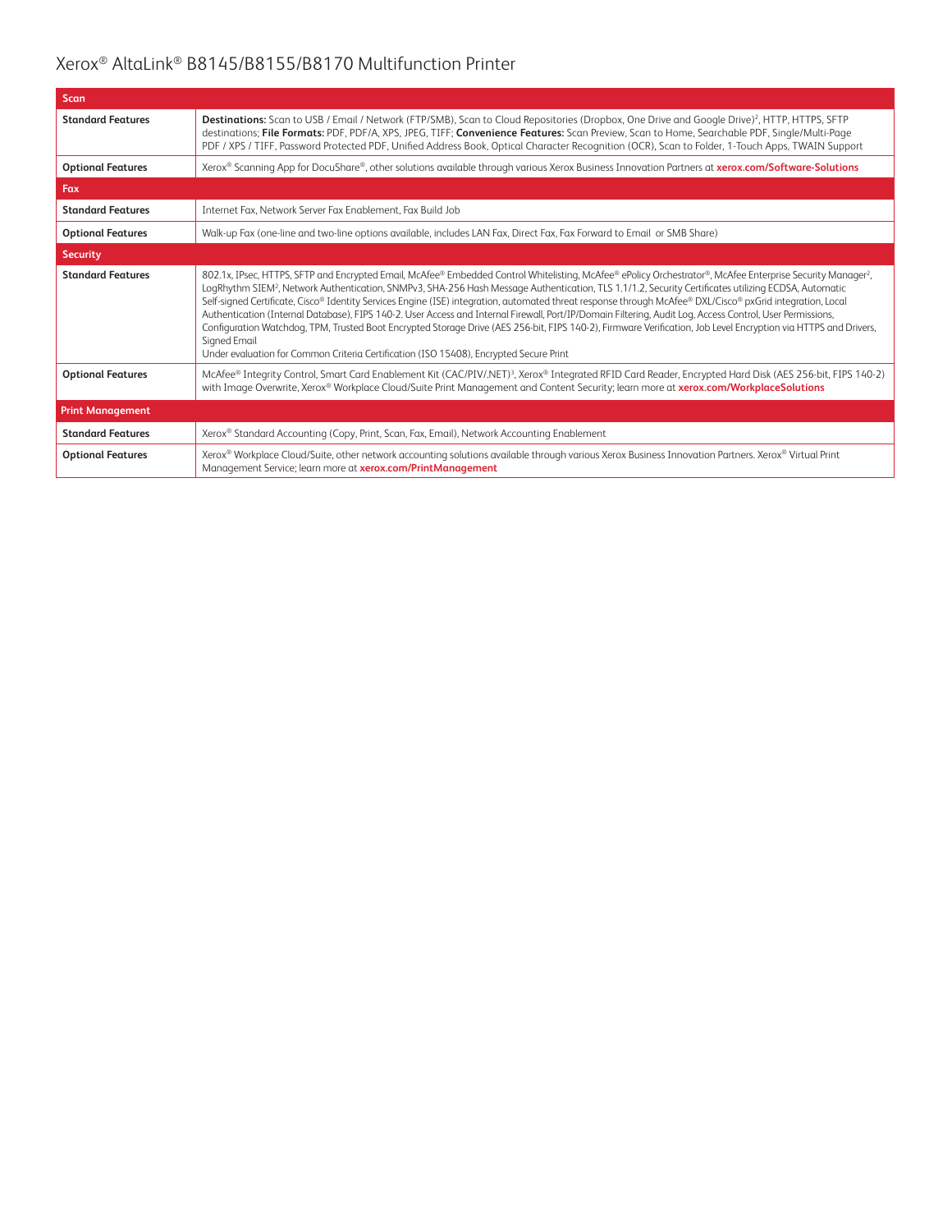# Xerox® AltaLink® B8145/B8155/B8170 Multifunction Printer

| **Scan** | |
|---|---|
| **Standard Features** | **Destinations:** Scan to USB / Email / Network (FTP/SMB), Scan to Cloud Repositories (Dropbox, One Drive and Google Drive)[2], HTTP, HTTPS, SFTP destinations; **File Formats:** PDF, PDF/A, XPS, JPEG, TIFF; **Convenience Features:** Scan Preview, Scan to Home, Searchable PDF, Single/Multi-Page PDF / XPS / TIFF, Password Protected PDF, Unified Address Book, Optical Character Recognition (OCR), Scan to Folder, 1-Touch Apps, TWAIN Support |
| **Optional Features** | Xerox® Scanning App for DocuShare®, other solutions available through various Xerox Business Innovation Partners at **xerox.com/Software-Solutions** |
| **Fax** | |
| **Standard Features** | Internet Fax, Network Server Fax Enablement, Fax Build Job |
| **Optional Features** | Walk-up Fax (one-line and two-line options available, includes LAN Fax, Direct Fax, Fax Forward to Email or SMB Share) |
| **Security** | |
| **Standard Features** | 802.1x, IPsec, HTTPS, SFTP and Encrypted Email, McAfee® Embedded Control Whitelisting, McAfee® ePolicy Orchestrator®, McAfee Enterprise Security Manager[2], LogRhythm SIEM[2], Network Authentication, SNMPv3, SHA-256 Hash Message Authentication, TLS 1.1/1.2, Security Certificates utilizing ECDSA, Automatic Self-signed Certificate, Cisco® Identity Services Engine (ISE) integration, automated threat response through McAfee® DXL/Cisco® pxGrid integration, Local Authentication (Internal Database), FIPS 140-2. User Access and Internal Firewall, Port/IP/Domain Filtering, Audit Log, Access Control, User Permissions, Configuration Watchdog, TPM, Trusted Boot Encrypted Storage Drive (AES 256-bit, FIPS 140-2), Firmware Verification, Job Level Encryption via HTTPS and Drivers, Signed Email<br>Under evaluation for Common Criteria Certification (ISO 15408), Encrypted Secure Print |
| **Optional Features** | McAfee® Integrity Control, Smart Card Enablement Kit (CAC/PIV/.NET)[3], Xerox® Integrated RFID Card Reader, Encrypted Hard Disk (AES 256-bit, FIPS 140-2) with Image Overwrite, Xerox® Workplace Cloud/Suite Print Management and Content Security; learn more at **xerox.com/WorkplaceSolutions** |
| **Print Management** | |
| **Standard Features** | Xerox® Standard Accounting (Copy, Print, Scan, Fax, Email), Network Accounting Enablement |
| **Optional Features** | Xerox® Workplace Cloud/Suite, other network accounting solutions available through various Xerox Business Innovation Partners. Xerox® Virtual Print Management Service; learn more at **xerox.com/PrintManagement** |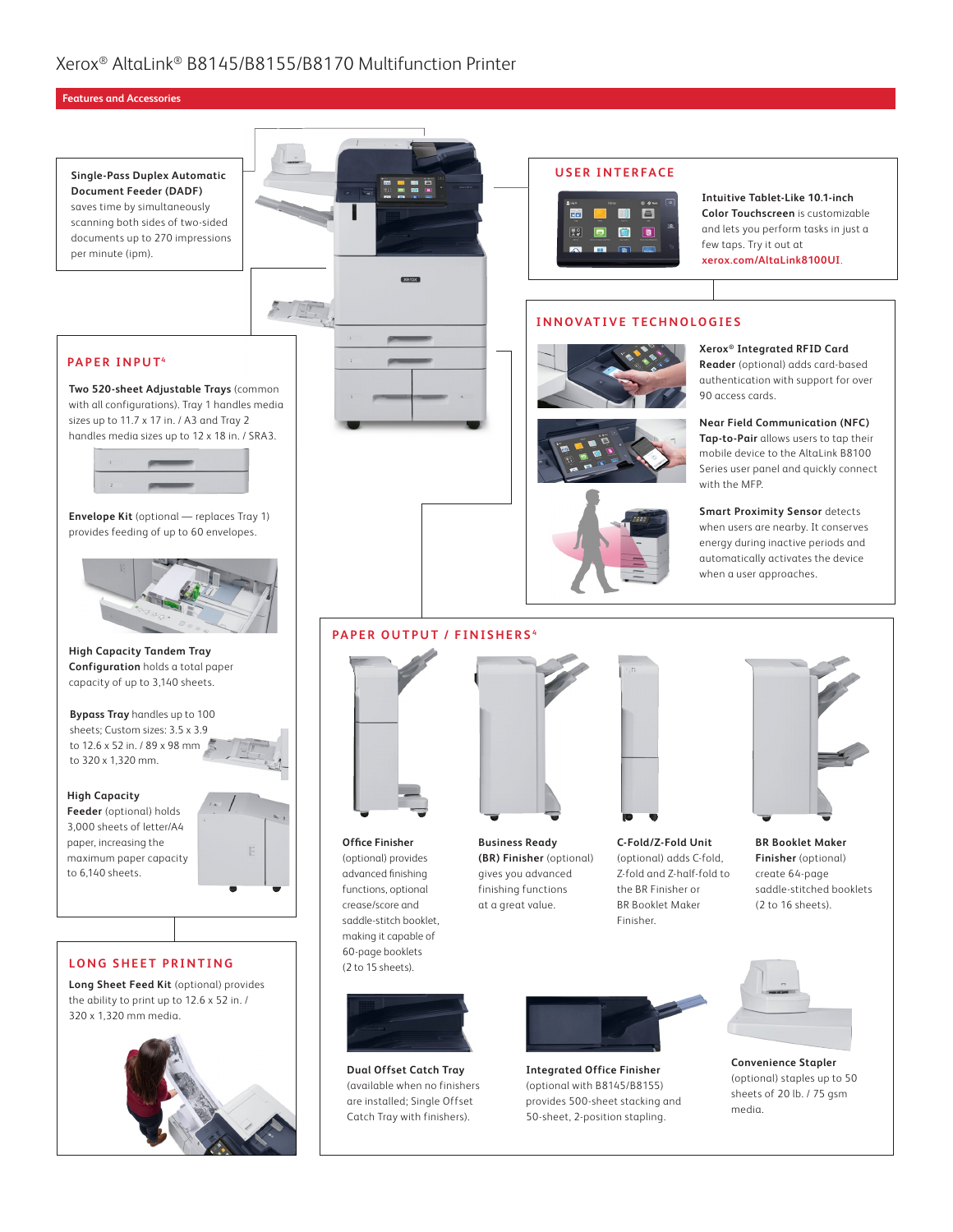# Xerox® AltaLink® B8145/B8155/B8170 Multifunction Printer

## Features and Accessories

**Single-Pass Duplex Automatic Document Feeder (DADF)** saves time by simultaneously scanning both sides of two-sided documents up to 270 impressions per minute (ipm).

### USER INTERFACE

**Intuitive Tablet-Like 10.1-inch Color Touchscreen** is customizable and lets you perform tasks in just a few taps. Try it out at **xerox.com/AltaLink8100UI**.

### PAPER INPUT[4]

**Two 520-sheet Adjustable Trays** (common with all configurations). Tray 1 handles media sizes up to 11.7 x 17 in. / A3 and Tray 2 handles media sizes up to 12 x 18 in. / SRA3.

**Envelope Kit** (optional — replaces Tray 1) provides feeding of up to 60 envelopes.

**High Capacity Tandem Tray Configuration** holds a total paper capacity of up to 3,140 sheets.

**Bypass Tray** handles up to 100 sheets; Custom sizes: 3.5 x 3.9 to 12.6 x 52 in. / 89 x 98 mm to 320 x 1,320 mm.

**High Capacity Feeder** (optional) holds 3,000 sheets of letter/A4 paper, increasing the maximum paper capacity to 6,140 sheets.

### INNOVATIVE TECHNOLOGIES

**Xerox® Integrated RFID Card Reader** (optional) adds card-based authentication with support for over 90 access cards.

**Near Field Communication (NFC) Tap-to-Pair** allows users to tap their mobile device to the AltaLink B8100 Series user panel and quickly connect with the MFP.

**Smart Proximity Sensor** detects when users are nearby. It conserves energy during inactive periods and automatically activates the device when a user approaches.

### LONG SHEET PRINTING

**Long Sheet Feed Kit** (optional) provides the ability to print up to 12.6 x 52 in. / 320 x 1,320 mm media.

### PAPER OUTPUT / FINISHERS[4]

**Office Finisher** (optional) provides advanced finishing functions, optional crease/score and saddle-stitch booklet, making it capable of 60-page booklets (2 to 15 sheets).

**Business Ready (BR) Finisher** (optional) gives you advanced finishing functions at a great value.

**C-Fold/Z-Fold Unit** (optional) adds C-fold, Z-fold and Z-half-fold to the BR Finisher or BR Booklet Maker Finisher.

**BR Booklet Maker Finisher** (optional) create 64-page saddle-stitched booklets (2 to 16 sheets).

**Dual Offset Catch Tray** (available when no finishers are installed; Single Offset Catch Tray with finishers).

**Integrated Office Finisher** (optional with B8145/B8155) provides 500-sheet stacking and 50-sheet, 2-position stapling.

**Convenience Stapler** (optional) staples up to 50 sheets of 20 lb. / 75 gsm media.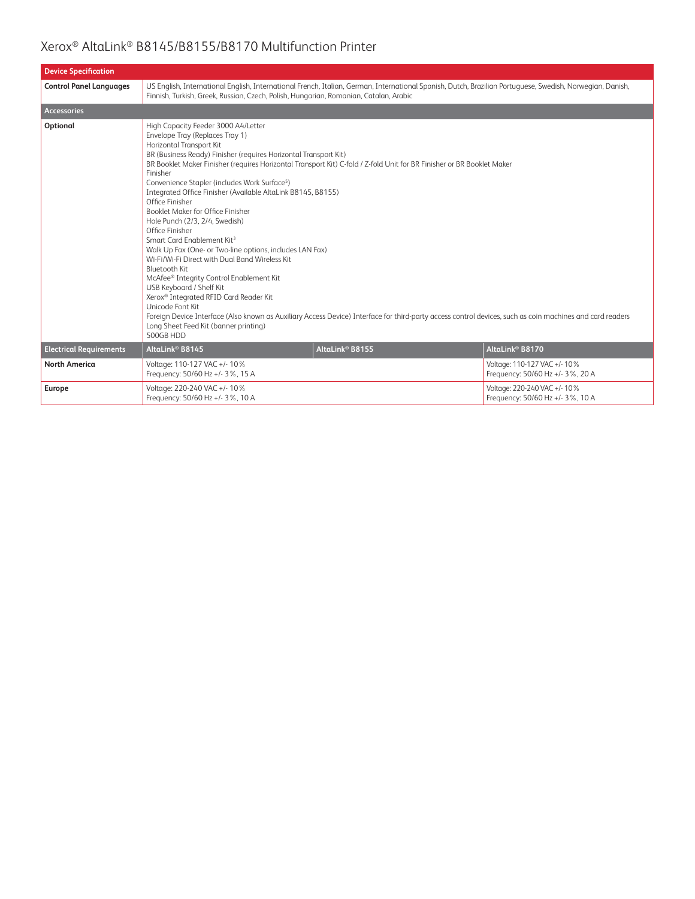# Xerox® AltaLink® B8145/B8155/B8170 Multifunction Printer

| Device Specification | | | |
|---|---|---|---|
| **Control Panel Languages** | US English, International English, International French, Italian, German, International Spanish, Dutch, Brazilian Portuguese, Swedish, Norwegian, Danish, Finnish, Turkish, Greek, Russian, Czech, Polish, Hungarian, Romanian, Catalan, Arabic | | |
| **Accessories** | | | |
| **Optional** | High Capacity Feeder 3000 A4/Letter<br>Envelope Tray (Replaces Tray 1)<br>Horizontal Transport Kit<br>BR (Business Ready) Finisher (requires Horizontal Transport Kit)<br>BR Booklet Maker Finisher (requires Horizontal Transport Kit) C-fold / Z-fold Unit for BR Finisher or BR Booklet Maker Finisher<br>Convenience Stapler (includes Work Surface[5])<br>Integrated Office Finisher (Available AltaLink B8145, B8155)<br>Office Finisher<br>Booklet Maker for Office Finisher<br>Hole Punch (2/3, 2/4, Swedish)<br>Office Finisher<br>Smart Card Enablement Kit[3]<br>Walk Up Fax (One- or Two-line options, includes LAN Fax)<br>Wi-Fi/Wi-Fi Direct with Dual Band Wireless Kit<br>Bluetooth Kit<br>McAfee® Integrity Control Enablement Kit<br>USB Keyboard / Shelf Kit<br>Xerox® Integrated RFID Card Reader Kit<br>Unicode Font Kit<br>Foreign Device Interface (Also known as Auxiliary Access Device) Interface for third-party access control devices, such as coin machines and card readers<br>Long Sheet Feed Kit (banner printing)<br>500GB HDD | | |
| **Electrical Requirements** | **AltaLink® B8145** | **AltaLink® B8155** | **AltaLink® B8170** |
| **North America** | Voltage: 110-127 VAC +/- 10%<br>Frequency: 50/60 Hz +/- 3%, 15 A | | Voltage: 110-127 VAC +/- 10%<br>Frequency: 50/60 Hz +/- 3%, 20 A |
| **Europe** | Voltage: 220-240 VAC +/- 10%<br>Frequency: 50/60 Hz +/- 3%, 10 A | | Voltage: 220-240 VAC +/- 10%<br>Frequency: 50/60 Hz +/- 3%, 10 A |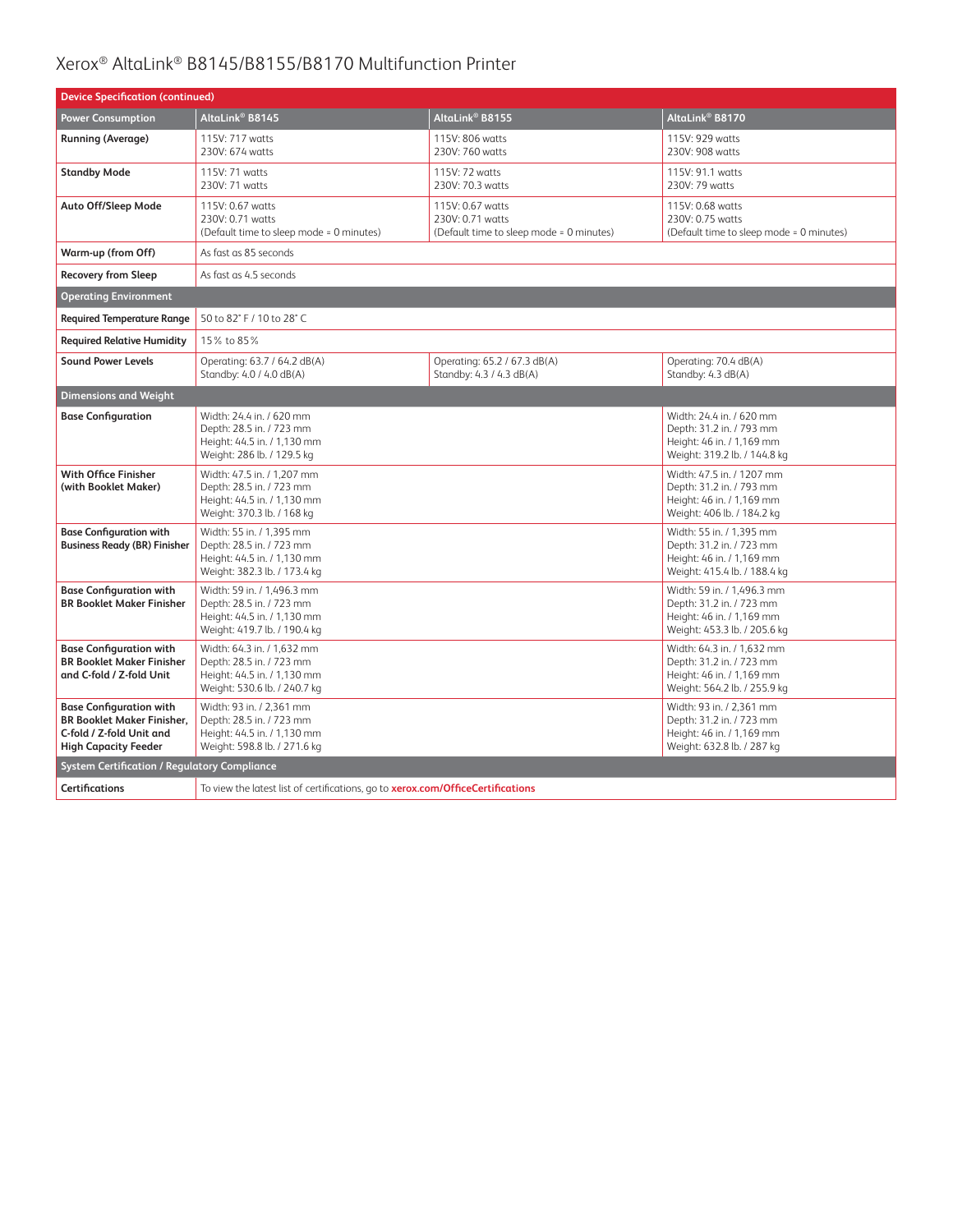# Xerox® AltaLink® B8145/B8155/B8170 Multifunction Printer

| Device Specification (continued) | | | |
|---|---|---|---|
| **Power Consumption** | **AltaLink® B8145** | **AltaLink® B8155** | **AltaLink® B8170** |
| **Running (Average)** | 115V: 717 watts<br>230V: 674 watts | 115V: 806 watts<br>230V: 760 watts | 115V: 929 watts<br>230V: 908 watts |
| **Standby Mode** | 115V: 71 watts<br>230V: 71 watts | 115V: 72 watts<br>230V: 70.3 watts | 115V: 91.1 watts<br>230V: 79 watts |
| **Auto Off/Sleep Mode** | 115V: 0.67 watts<br>230V: 0.71 watts<br>(Default time to sleep mode = 0 minutes) | 115V: 0.67 watts<br>230V: 0.71 watts<br>(Default time to sleep mode = 0 minutes) | 115V: 0.68 watts<br>230V: 0.75 watts<br>(Default time to sleep mode = 0 minutes) |
| **Warm-up (from Off)** | As fast as 85 seconds | | |
| **Recovery from Sleep** | As fast as 4.5 seconds | | |
| **Operating Environment** | | | |
| **Required Temperature Range** | 50 to 82° F / 10 to 28° C | | |
| **Required Relative Humidity** | 15% to 85% | | |
| **Sound Power Levels** | Operating: 63.7 / 64.2 dB(A)<br>Standby: 4.0 / 4.0 dB(A) | Operating: 65.2 / 67.3 dB(A)<br>Standby: 4.3 / 4.3 dB(A) | Operating: 70.4 dB(A)<br>Standby: 4.3 dB(A) |
| **Dimensions and Weight** | | | |
| **Base Configuration** | Width: 24.4 in. / 620 mm<br>Depth: 28.5 in. / 723 mm<br>Height: 44.5 in. / 1,130 mm<br>Weight: 286 lb. / 129.5 kg | | Width: 24.4 in. / 620 mm<br>Depth: 31.2 in. / 793 mm<br>Height: 46 in. / 1,169 mm<br>Weight: 319.2 lb. / 144.8 kg |
| **With Office Finisher (with Booklet Maker)** | Width: 47.5 in. / 1,207 mm<br>Depth: 28.5 in. / 723 mm<br>Height: 44.5 in. / 1,130 mm<br>Weight: 370.3 lb. / 168 kg | | Width: 47.5 in. / 1207 mm<br>Depth: 31.2 in. / 793 mm<br>Height: 46 in. / 1,169 mm<br>Weight: 406 lb. / 184.2 kg |
| **Base Configuration with Business Ready (BR) Finisher** | Width: 55 in. / 1,395 mm<br>Depth: 28.5 in. / 723 mm<br>Height: 44.5 in. / 1,130 mm<br>Weight: 382.3 lb. / 173.4 kg | | Width: 55 in. / 1,395 mm<br>Depth: 31.2 in. / 723 mm<br>Height: 46 in. / 1,169 mm<br>Weight: 415.4 lb. / 188.4 kg |
| **Base Configuration with BR Booklet Maker Finisher** | Width: 59 in. / 1,496.3 mm<br>Depth: 28.5 in. / 723 mm<br>Height: 44.5 in. / 1,130 mm<br>Weight: 419.7 lb. / 190.4 kg | | Width: 59 in. / 1,496.3 mm<br>Depth: 31.2 in. / 723 mm<br>Height: 46 in. / 1,169 mm<br>Weight: 453.3 lb. / 205.6 kg |
| **Base Configuration with BR Booklet Maker Finisher and C-fold / Z-fold Unit** | Width: 64.3 in. / 1,632 mm<br>Depth: 28.5 in. / 723 mm<br>Height: 44.5 in. / 1,130 mm<br>Weight: 530.6 lb. / 240.7 kg | | Width: 64.3 in. / 1,632 mm<br>Depth: 31.2 in. / 723 mm<br>Height: 46 in. / 1,169 mm<br>Weight: 564.2 lb. / 255.9 kg |
| **Base Configuration with BR Booklet Maker Finisher, C-fold / Z-fold Unit and High Capacity Feeder** | Width: 93 in. / 2,361 mm<br>Depth: 28.5 in. / 723 mm<br>Height: 44.5 in. / 1,130 mm<br>Weight: 598.8 lb. / 271.6 kg | | Width: 93 in. / 2,361 mm<br>Depth: 31.2 in. / 723 mm<br>Height: 46 in. / 1,169 mm<br>Weight: 632.8 lb. / 287 kg |
| **System Certification / Regulatory Compliance** | | | |
| **Certifications** | To view the latest list of certifications, go to **xerox.com/OfficeCertifications** | | |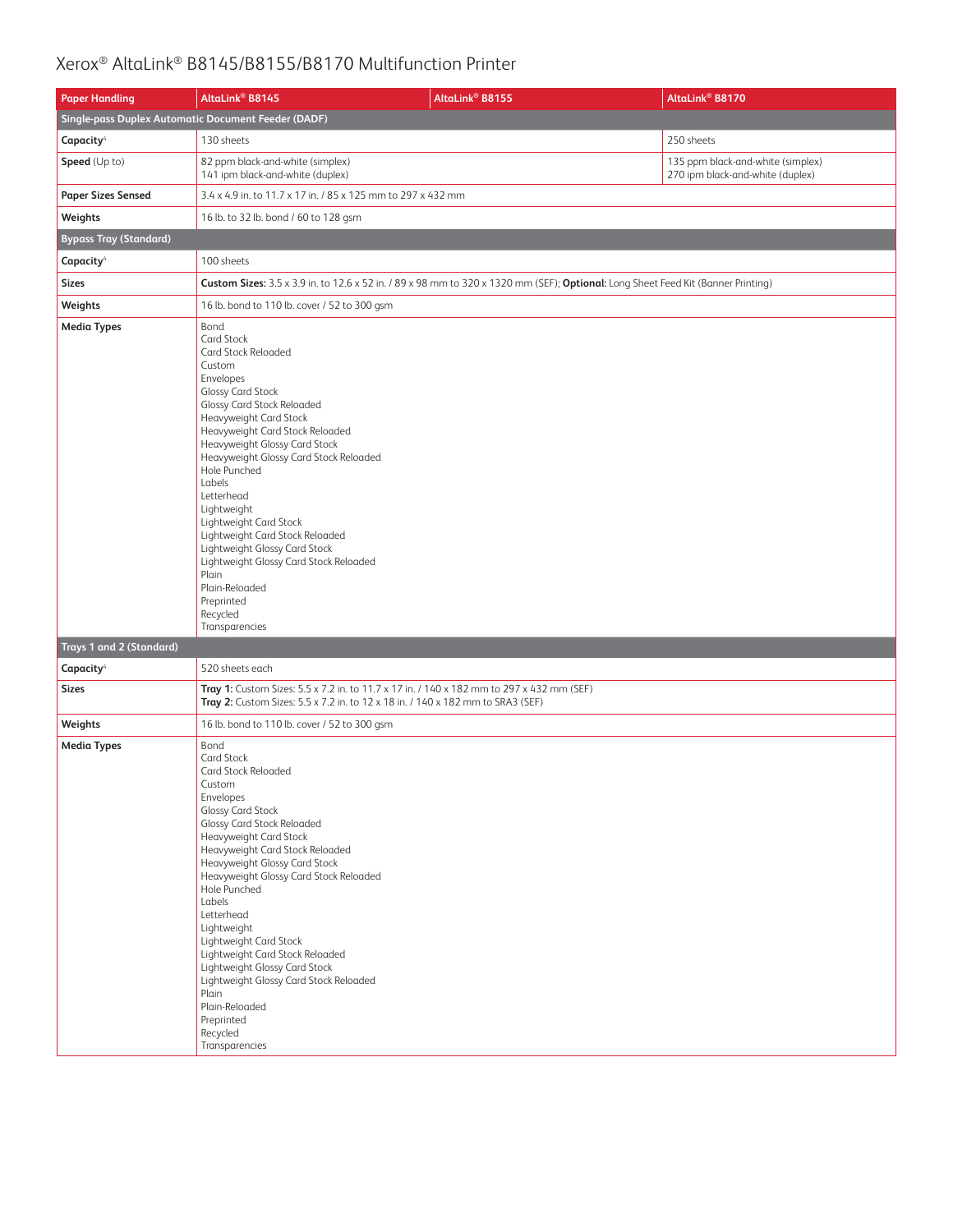# Xerox® AltaLink® B8145/B8155/B8170 Multifunction Printer

| Paper Handling | AltaLink® B8145 | AltaLink® B8155 | AltaLink® B8170 |
|---|---|---|---|
| **Single-pass Duplex Automatic Document Feeder (DADF)** | | | |
| **Capacity**[4] | 130 sheets | | 250 sheets |
| **Speed** (Up to) | 82 ppm black-and-white (simplex)<br>141 ipm black-and-white (duplex) | | 135 ppm black-and-white (simplex)<br>270 ipm black-and-white (duplex) |
| **Paper Sizes Sensed** | 3.4 x 4.9 in. to 11.7 x 17 in. / 85 x 125 mm to 297 x 432 mm | | |
| **Weights** | 16 lb. to 32 lb. bond / 60 to 128 gsm | | |
| **Bypass Tray (Standard)** | | | |
| **Capacity**[4] | 100 sheets | | |
| **Sizes** | **Custom Sizes:** 3.5 x 3.9 in. to 12.6 x 52 in. / 89 x 98 mm to 320 x 1320 mm (SEF); **Optional:** Long Sheet Feed Kit (Banner Printing) | | |
| **Weights** | 16 lb. bond to 110 lb. cover / 52 to 300 gsm | | |
| **Media Types** | Bond<br>Card Stock<br>Card Stock Reloaded<br>Custom<br>Envelopes<br>Glossy Card Stock<br>Glossy Card Stock Reloaded<br>Heavyweight Card Stock<br>Heavyweight Card Stock Reloaded<br>Heavyweight Glossy Card Stock<br>Heavyweight Glossy Card Stock Reloaded<br>Hole Punched<br>Labels<br>Letterhead<br>Lightweight<br>Lightweight Card Stock<br>Lightweight Card Stock Reloaded<br>Lightweight Glossy Card Stock<br>Lightweight Glossy Card Stock Reloaded<br>Plain<br>Plain-Reloaded<br>Preprinted<br>Recycled<br>Transparencies | | |
| **Trays 1 and 2 (Standard)** | | | |
| **Capacity**[4] | 520 sheets each | | |
| **Sizes** | **Tray 1:** Custom Sizes: 5.5 x 7.2 in. to 11.7 x 17 in. / 140 x 182 mm to 297 x 432 mm (SEF)<br>**Tray 2:** Custom Sizes: 5.5 x 7.2 in. to 12 x 18 in. / 140 x 182 mm to SRA3 (SEF) | | |
| **Weights** | 16 lb. bond to 110 lb. cover / 52 to 300 gsm | | |
| **Media Types** | Bond<br>Card Stock<br>Card Stock Reloaded<br>Custom<br>Envelopes<br>Glossy Card Stock<br>Glossy Card Stock Reloaded<br>Heavyweight Card Stock<br>Heavyweight Card Stock Reloaded<br>Heavyweight Glossy Card Stock<br>Heavyweight Glossy Card Stock Reloaded<br>Hole Punched<br>Labels<br>Letterhead<br>Lightweight<br>Lightweight Card Stock<br>Lightweight Card Stock Reloaded<br>Lightweight Glossy Card Stock<br>Lightweight Glossy Card Stock Reloaded<br>Plain<br>Plain-Reloaded<br>Preprinted<br>Recycled<br>Transparencies | | |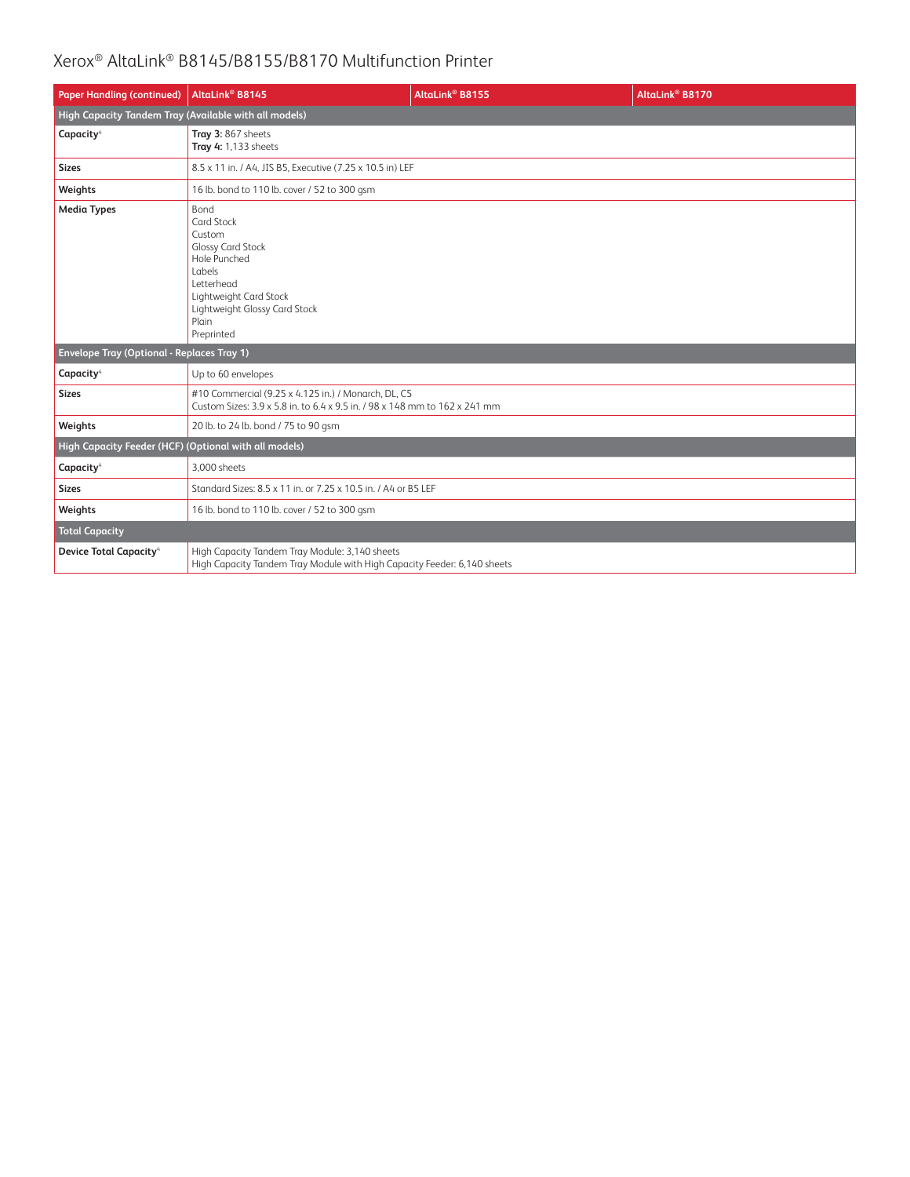# Xerox® AltaLink® B8145/B8155/B8170 Multifunction Printer

| Paper Handling (continued) | AltaLink® B8145 | AltaLink® B8155 | AltaLink® B8170 |
|---|---|---|---|
| **High Capacity Tandem Tray (Available with all models)** | | | |
| **Capacity**[4] | **Tray 3:** 867 sheets<br>**Tray 4:** 1,133 sheets | | |
| **Sizes** | 8.5 x 11 in. / A4, JIS B5, Executive (7.25 x 10.5 in) LEF | | |
| **Weights** | 16 lb. bond to 110 lb. cover / 52 to 300 gsm | | |
| **Media Types** | Bond<br>Card Stock<br>Custom<br>Glossy Card Stock<br>Hole Punched<br>Labels<br>Letterhead<br>Lightweight Card Stock<br>Lightweight Glossy Card Stock<br>Plain<br>Preprinted | | |
| **Envelope Tray (Optional - Replaces Tray 1)** | | | |
| **Capacity**[4] | Up to 60 envelopes | | |
| **Sizes** | #10 Commercial (9.25 x 4.125 in.) / Monarch, DL, C5<br>Custom Sizes: 3.9 x 5.8 in. to 6.4 x 9.5 in. / 98 x 148 mm to 162 x 241 mm | | |
| **Weights** | 20 lb. to 24 lb. bond / 75 to 90 gsm | | |
| **High Capacity Feeder (HCF) (Optional with all models)** | | | |
| **Capacity**[4] | 3,000 sheets | | |
| **Sizes** | Standard Sizes: 8.5 x 11 in. or 7.25 x 10.5 in. / A4 or B5 LEF | | |
| **Weights** | 16 lb. bond to 110 lb. cover / 52 to 300 gsm | | |
| **Total Capacity** | | | |
| **Device Total Capacity**[4] | High Capacity Tandem Tray Module: 3,140 sheets<br>High Capacity Tandem Tray Module with High Capacity Feeder: 6,140 sheets | | |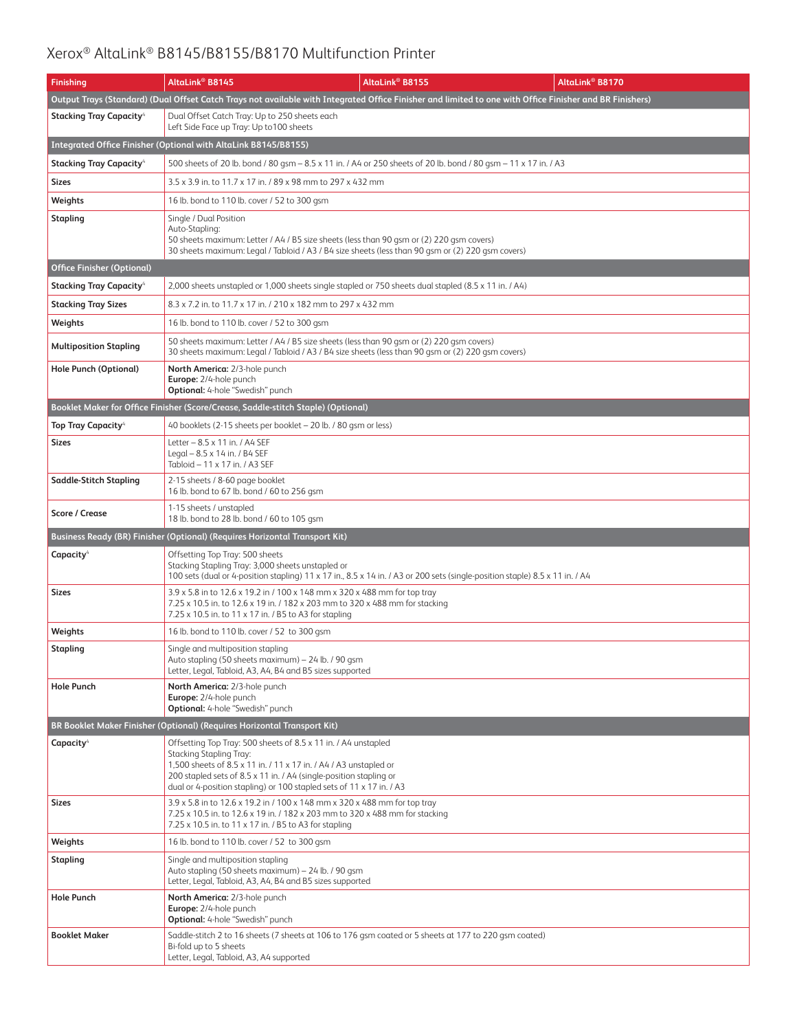# Xerox® AltaLink® B8145/B8155/B8170 Multifunction Printer

| Finishing | AltaLink® B8145 | AltaLink® B8155 | AltaLink® B8170 |
|---|---|---|---|
| **Output Trays (Standard) (Dual Offset Catch Trays not available with Integrated Office Finisher and limited to one with Office Finisher and BR Finishers)** | | | |
| **Stacking Tray Capacity**[4] | Dual Offset Catch Tray: Up to 250 sheets each<br>Left Side Face up Tray: Up to100 sheets | | |
| **Integrated Office Finisher (Optional with AltaLink B8145/B8155)** | | | |
| **Stacking Tray Capacity**[4] | 500 sheets of 20 lb. bond / 80 gsm – 8.5 x 11 in. / A4 or 250 sheets of 20 lb. bond / 80 gsm – 11 x 17 in. / A3 | | |
| **Sizes** | 3.5 x 3.9 in. to 11.7 x 17 in. / 89 x 98 mm to 297 x 432 mm | | |
| **Weights** | 16 lb. bond to 110 lb. cover / 52 to 300 gsm | | |
| **Stapling** | Single / Dual Position<br>Auto-Stapling:<br>50 sheets maximum: Letter / A4 / B5 size sheets (less than 90 gsm or (2) 220 gsm covers)<br>30 sheets maximum: Legal / Tabloid / A3 / B4 size sheets (less than 90 gsm or (2) 220 gsm covers) | | |
| **Office Finisher (Optional)** | | | |
| **Stacking Tray Capacity**[4] | 2,000 sheets unstapled or 1,000 sheets single stapled or 750 sheets dual stapled (8.5 x 11 in. / A4) | | |
| **Stacking Tray Sizes** | 8.3 x 7.2 in. to 11.7 x 17 in. / 210 x 182 mm to 297 x 432 mm | | |
| **Weights** | 16 lb. bond to 110 lb. cover / 52 to 300 gsm | | |
| **Multiposition Stapling** | 50 sheets maximum: Letter / A4 / B5 size sheets (less than 90 gsm or (2) 220 gsm covers)<br>30 sheets maximum: Legal / Tabloid / A3 / B4 size sheets (less than 90 gsm or (2) 220 gsm covers) | | |
| **Hole Punch (Optional)** | **North America:** 2/3-hole punch<br>**Europe:** 2/4-hole punch<br>**Optional:** 4-hole "Swedish" punch | | |
| **Booklet Maker for Office Finisher (Score/Crease, Saddle-stitch Staple) (Optional)** | | | |
| **Top Tray Capacity**[4] | 40 booklets (2-15 sheets per booklet – 20 lb. / 80 gsm or less) | | |
| **Sizes** | Letter – 8.5 x 11 in. / A4 SEF<br>Legal – 8.5 x 14 in. / B4 SEF<br>Tabloid – 11 x 17 in. / A3 SEF | | |
| **Saddle-Stitch Stapling** | 2-15 sheets / 8-60 page booklet<br>16 lb. bond to 67 lb. bond / 60 to 256 gsm | | |
| **Score / Crease** | 1-15 sheets / unstapled<br>18 lb. bond to 28 lb. bond / 60 to 105 gsm | | |
| **Business Ready (BR) Finisher (Optional) (Requires Horizontal Transport Kit)** | | | |
| **Capacity**[4] | Offsetting Top Tray: 500 sheets<br>Stacking Stapling Tray: 3,000 sheets unstapled or<br>100 sets (dual or 4-position stapling) 11 x 17 in., 8.5 x 14 in. / A3 or 200 sets (single-position staple) 8.5 x 11 in. / A4 | | |
| **Sizes** | 3.9 x 5.8 in to 12.6 x 19.2 in / 100 x 148 mm x 320 x 488 mm for top tray<br>7.25 x 10.5 in. to 12.6 x 19 in. / 182 x 203 mm to 320 x 488 mm for stacking<br>7.25 x 10.5 in. to 11 x 17 in. / B5 to A3 for stapling | | |
| **Weights** | 16 lb. bond to 110 lb. cover / 52 to 300 gsm | | |
| **Stapling** | Single and multiposition stapling<br>Auto stapling (50 sheets maximum) – 24 lb. / 90 gsm<br>Letter, Legal, Tabloid, A3, A4, B4 and B5 sizes supported | | |
| **Hole Punch** | **North America:** 2/3-hole punch<br>**Europe:** 2/4-hole punch<br>**Optional:** 4-hole "Swedish" punch | | |
| **BR Booklet Maker Finisher (Optional) (Requires Horizontal Transport Kit)** | | | |
| **Capacity**[4] | Offsetting Top Tray: 500 sheets of 8.5 x 11 in. / A4 unstapled<br>Stacking Stapling Tray:<br>1,500 sheets of 8.5 x 11 in. / 11 x 17 in. / A4 / A3 unstapled or<br>200 stapled sets of 8.5 x 11 in. / A4 (single-position stapling or<br>dual or 4-position stapling) or 100 stapled sets of 11 x 17 in. / A3 | | |
| **Sizes** | 3.9 x 5.8 in to 12.6 x 19.2 in / 100 x 148 mm x 320 x 488 mm for top tray<br>7.25 x 10.5 in. to 12.6 x 19 in. / 182 x 203 mm to 320 x 488 mm for stacking<br>7.25 x 10.5 in. to 11 x 17 in. / B5 to A3 for stapling | | |
| **Weights** | 16 lb. bond to 110 lb. cover / 52 to 300 gsm | | |
| **Stapling** | Single and multiposition stapling<br>Auto stapling (50 sheets maximum) – 24 lb. / 90 gsm<br>Letter, Legal, Tabloid, A3, A4, B4 and B5 sizes supported | | |
| **Hole Punch** | **North America:** 2/3-hole punch<br>**Europe:** 2/4-hole punch<br>**Optional:** 4-hole "Swedish" punch | | |
| **Booklet Maker** | Saddle-stitch 2 to 16 sheets (7 sheets at 106 to 176 gsm coated or 5 sheets at 177 to 220 gsm coated)<br>Bi-fold up to 5 sheets<br>Letter, Legal, Tabloid, A3, A4 supported | | |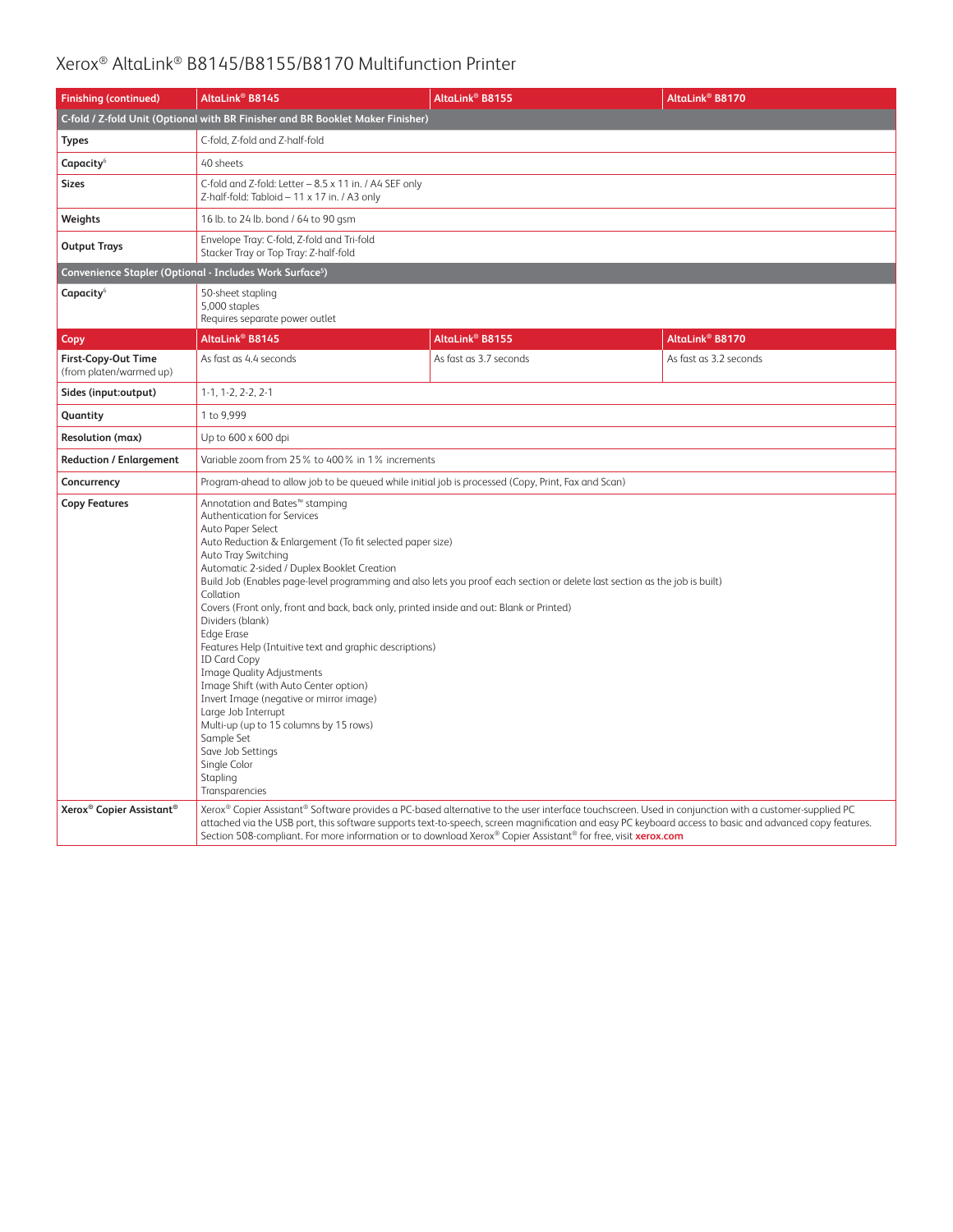# Xerox® AltaLink® B8145/B8155/B8170 Multifunction Printer

| Finishing (continued) | AltaLink® B8145 | AltaLink® B8155 | AltaLink® B8170 |
|---|---|---|---|
| **C-fold / Z-fold Unit (Optional with BR Finisher and BR Booklet Maker Finisher)** | | | |
| **Types** | C-fold, Z-fold and Z-half-fold | | |
| **Capacity**[6] | 40 sheets | | |
| **Sizes** | C-fold and Z-fold: Letter – 8.5 x 11 in. / A4 SEF only<br>Z-half-fold: Tabloid – 11 x 17 in. / A3 only | | |
| **Weights** | 16 lb. to 24 lb. bond / 64 to 90 gsm | | |
| **Output Trays** | Envelope Tray: C-fold, Z-fold and Tri-fold<br>Stacker Tray or Top Tray: Z-half-fold | | |
| **Convenience Stapler (Optional - Includes Work Surface[5])** | | | |
| **Capacity**[6] | 50-sheet stapling<br>5,000 staples<br>Requires separate power outlet | | |

| Copy | AltaLink® B8145 | AltaLink® B8155 | AltaLink® B8170 |
|---|---|---|---|
| **First-Copy-Out Time** (from platen/warmed up) | As fast as 4.4 seconds | As fast as 3.7 seconds | As fast as 3.2 seconds |
| **Sides (input:output)** | 1-1, 1-2, 2-2, 2-1 | | |
| **Quantity** | 1 to 9,999 | | |
| **Resolution (max)** | Up to 600 x 600 dpi | | |
| **Reduction / Enlargement** | Variable zoom from 25% to 400% in 1% increments | | |
| **Concurrency** | Program-ahead to allow job to be queued while initial job is processed (Copy, Print, Fax and Scan) | | |
| **Copy Features** | Annotation and Bates™ stamping<br>Authentication for Services<br>Auto Paper Select<br>Auto Reduction & Enlargement (To fit selected paper size)<br>Auto Tray Switching<br>Automatic 2-sided / Duplex Booklet Creation<br>Build Job (Enables page-level programming and also lets you proof each section or delete last section as the job is built)<br>Collation<br>Covers (Front only, front and back, back only, printed inside and out: Blank or Printed)<br>Dividers (blank)<br>Edge Erase<br>Features Help (Intuitive text and graphic descriptions)<br>ID Card Copy<br>Image Quality Adjustments<br>Image Shift (with Auto Center option)<br>Invert Image (negative or mirror image)<br>Large Job Interrupt<br>Multi-up (up to 15 columns by 15 rows)<br>Sample Set<br>Save Job Settings<br>Single Color<br>Stapling<br>Transparencies | | |
| **Xerox® Copier Assistant®** | Xerox® Copier Assistant® Software provides a PC-based alternative to the user interface touchscreen. Used in conjunction with a customer-supplied PC attached via the USB port, this software supports text-to-speech, screen magnification and easy PC keyboard access to basic and advanced copy features. Section 508-compliant. For more information or to download Xerox® Copier Assistant® for free, visit **xerox.com** | | |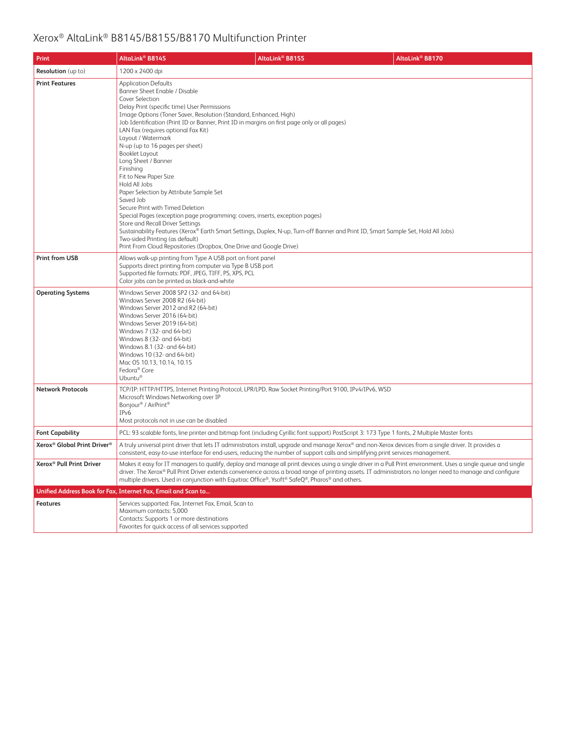# Xerox® AltaLink® B8145/B8155/B8170 Multifunction Printer

| Print | AltaLink® B8145 | AltaLink® B8155 | AltaLink® B8170 |
|---|---|---|---|
| **Resolution** (up to) | 1200 x 2400 dpi | | |
| **Print Features** | Application Defaults<br>Banner Sheet Enable / Disable<br>Cover Selection<br>Delay Print (specific time) User Permissions<br>Image Options (Toner Saver, Resolution (Standard, Enhanced, High)<br>Job Identification (Print ID or Banner, Print ID in margins on first page only or all pages)<br>LAN Fax (requires optional Fax Kit)<br>Layout / Watermark<br>N-up (up to 16 pages per sheet)<br>Booklet Layout<br>Long Sheet / Banner<br>Finishing<br>Fit to New Paper Size<br>Hold All Jobs<br>Paper Selection by Attribute Sample Set<br>Saved Job<br>Secure Print with Timed Deletion<br>Special Pages (exception page programming: covers, inserts, exception pages)<br>Store and Recall Driver Settings<br>Sustainability Features (Xerox® Earth Smart Settings, Duplex, N-up, Turn-off Banner and Print ID, Smart Sample Set, Hold All Jobs)<br>Two-sided Printing (as default)<br>Print From Cloud Repositories (Dropbox, One Drive and Google Drive) | | |
| **Print from USB** | Allows walk-up printing from Type A USB port on front panel<br>Supports direct printing from computer via Type B USB port<br>Supported file formats: PDF, JPEG, TIFF, PS, XPS, PCL<br>Color jobs can be printed as black-and-white | | |
| **Operating Systems** | Windows Server 2008 SP2 (32- and 64-bit)<br>Windows Server 2008 R2 (64-bit)<br>Windows Server 2012 and R2 (64-bit)<br>Windows Server 2016 (64-bit)<br>Windows Server 2019 (64-bit)<br>Windows 7 (32- and 64-bit)<br>Windows 8 (32- and 64-bit)<br>Windows 8.1 (32- and 64-bit)<br>Windows 10 (32- and 64-bit)<br>Mac OS 10.13, 10.14, 10.15<br>Fedora® Core<br>Ubuntu® | | |
| **Network Protocols** | TCP/IP: HTTP/HTTPS, Internet Printing Protocol, LPR/LPD, Raw Socket Printing/Port 9100, IPv4/IPv6, WSD<br>Microsoft Windows Networking over IP<br>Bonjour® / AirPrint®<br>IPv6<br>Most protocols not in use can be disabled | | |
| **Font Capability** | PCL: 93 scalable fonts, line printer and bitmap font (including Cyrillic font support) PostScript 3: 173 Type 1 fonts, 2 Multiple Master fonts | | |
| **Xerox® Global Print Driver®** | A truly universal print driver that lets IT administrators install, upgrade and manage Xerox® and non-Xerox devices from a single driver. It provides a consistent, easy-to-use interface for end-users, reducing the number of support calls and simplifying print services management. | | |
| **Xerox® Pull Print Driver** | Makes it easy for IT managers to qualify, deploy and manage all print devices using a single driver in a Pull Print environment. Uses a single queue and single driver. The Xerox® Pull Print Driver extends convenience across a broad range of printing assets. IT administrators no longer need to manage and configure multiple drivers. Used in conjunction with Equitrac Office®, Ysoft® SafeQ®, Pharos® and others. | | |
| **Unified Address Book for Fax, Internet Fax, Email and Scan to…** | | | |
| **Features** | Services supported: Fax, Internet Fax, Email, Scan to<br>Maximum contacts: 5,000<br>Contacts: Supports 1 or more destinations<br>Favorites for quick access of all services supported | | |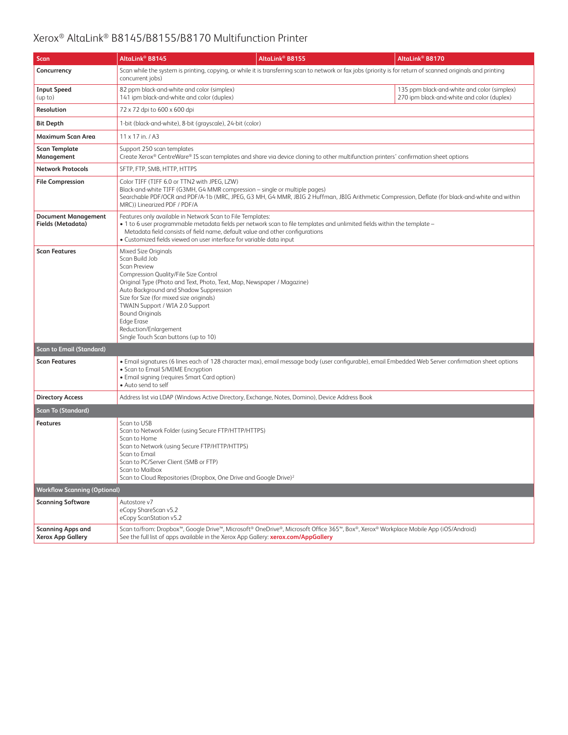# Xerox® AltaLink® B8145/B8155/B8170 Multifunction Printer

| Scan | AltaLink® B8145 | AltaLink® B8155 | AltaLink® B8170 |
|---|---|---|---|
| **Concurrency** | Scan while the system is printing, copying, or while it is transferring scan to network or fax jobs (priority is for return of scanned originals and printing concurrent jobs) | | |
| **Input Speed** (up to) | 82 ppm black-and-white and color (simplex)<br>141 ipm black-and-white and color (duplex) | | 135 ppm black-and-white and color (simplex)<br>270 ipm black-and-white and color (duplex) |
| **Resolution** | 72 x 72 dpi to 600 x 600 dpi | | |
| **Bit Depth** | 1-bit (black-and-white), 8-bit (grayscale), 24-bit (color) | | |
| **Maximum Scan Area** | 11 x 17 in. / A3 | | |
| **Scan Template Management** | Support 250 scan templates<br>Create Xerox® CentreWare® IS scan templates and share via device cloning to other multifunction printers' confirmation sheet options | | |
| **Network Protocols** | SFTP, FTP, SMB, HTTP, HTTPS | | |
| **File Compression** | Color TIFF (TIFF 6.0 or TTN2 with JPEG, LZW)<br>Black-and-white TIFF (G3MH, G4 MMR compression – single or multiple pages)<br>Searchable PDF/OCR and PDF/A-1b (MRC, JPEG, G3 MH, G4 MMR, JBIG 2 Huffman, JBIG Arithmetic Compression, Deflate (for black-and-white and within MRC)) Linearized PDF / PDF/A | | |
| **Document Management Fields (Metadata)** | Features only available in Network Scan to File Templates:<br>• 1 to 6 user programmable metadata fields per network scan to file templates and unlimited fields within the template – Metadata field consists of field name, default value and other configurations<br>• Customized fields viewed on user interface for variable data input | | |
| **Scan Features** | Mixed Size Originals<br>Scan Build Job<br>Scan Preview<br>Compression Quality/File Size Control<br>Original Type (Photo and Text, Photo, Text, Map, Newspaper / Magazine)<br>Auto Background and Shadow Suppression<br>Size for Size (for mixed size originals)<br>TWAIN Support / WIA 2.0 Support<br>Bound Originals<br>Edge Erase<br>Reduction/Enlargement<br>Single Touch Scan buttons (up to 10) | | |
| **Scan to Email (Standard)** | | | |
| **Scan Features** | • Email signatures (6 lines each of 128 character max), email message body (user configurable), email Embedded Web Server confirmation sheet options<br>• Scan to Email S/MIME Encryption<br>• Email signing (requires Smart Card option)<br>• Auto send to self | | |
| **Directory Access** | Address list via LDAP (Windows Active Directory, Exchange, Notes, Domino), Device Address Book | | |
| **Scan To (Standard)** | | | |
| **Features** | Scan to USB<br>Scan to Network Folder (using Secure FTP/HTTP/HTTPS)<br>Scan to Home<br>Scan to Network (using Secure FTP/HTTP/HTTPS)<br>Scan to Email<br>Scan to PC/Server Client (SMB or FTP)<br>Scan to Mailbox<br>Scan to Cloud Repositories (Dropbox, One Drive and Google Drive)[2] | | |
| **Workflow Scanning (Optional)** | | | |
| **Scanning Software** | Autostore v7<br>eCopy ShareScan v5.2<br>eCopy ScanStation v5.2 | | |
| **Scanning Apps and Xerox App Gallery** | Scan to/from: Dropbox™, Google Drive™, Microsoft® OneDrive®, Microsoft Office 365™, Box®, Xerox® Workplace Mobile App (iOS/Android)<br>See the full list of apps available in the Xerox App Gallery: **xerox.com/AppGallery** | | |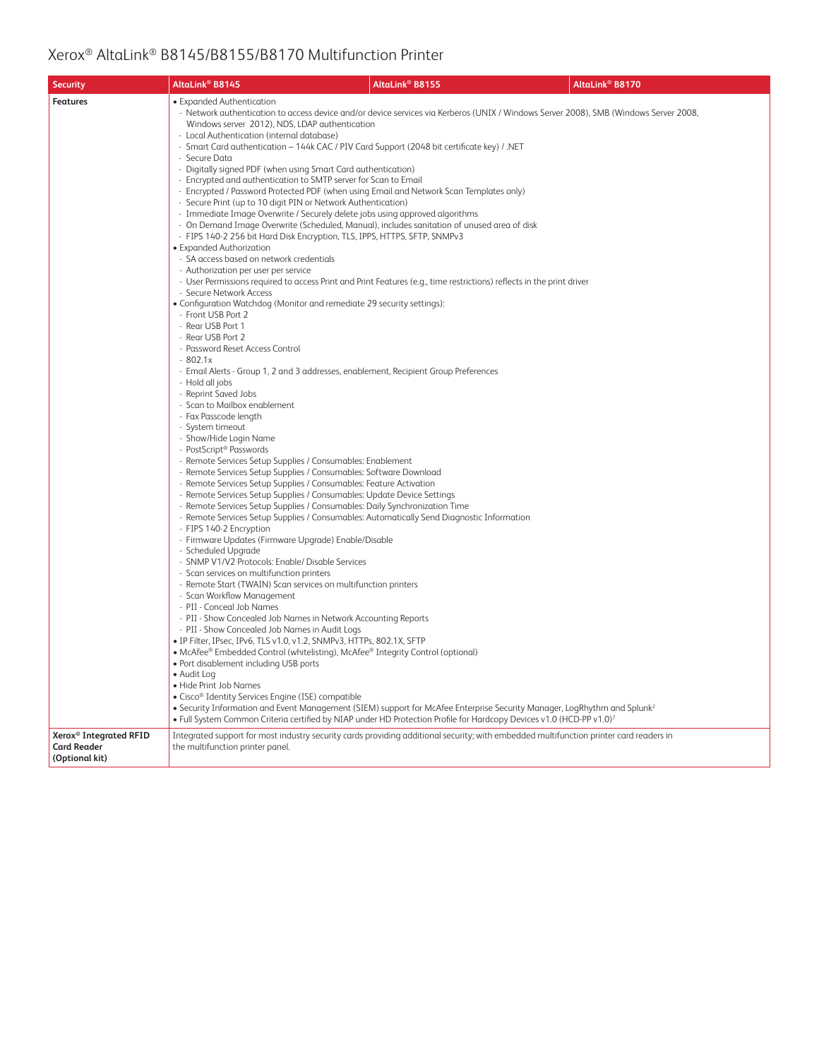# Xerox® AltaLink® B8145/B8155/B8170 Multifunction Printer

| Security | AltaLink® B8145 | AltaLink® B8155 | AltaLink® B8170 |
|---|---|---|---|
| **Features** | • Expanded Authentication<br>- Network authentication to access device and/or device services via Kerberos (UNIX / Windows Server 2008), SMB (Windows Server 2008, Windows server 2012), NDS, LDAP authentication<br>- Local Authentication (internal database)<br>- Smart Card authentication – 144k CAC / PIV Card Support (2048 bit certificate key) / .NET<br>- Secure Data<br>- Digitally signed PDF (when using Smart Card authentication)<br>- Encrypted and authentication to SMTP server for Scan to Email<br>- Encrypted / Password Protected PDF (when using Email and Network Scan Templates only)<br>- Secure Print (up to 10 digit PIN or Network Authentication)<br>- Immediate Image Overwrite / Securely delete jobs using approved algorithms<br>- On Demand Image Overwrite (Scheduled, Manual), includes sanitation of unused area of disk<br>- FIPS 140-2 256 bit Hard Disk Encryption, TLS, IPPS, HTTPS, SFTP, SNMPv3<br>• Expanded Authorization<br>- SA access based on network credentials<br>- Authorization per user per service<br>- User Permissions required to access Print and Print Features (e.g., time restrictions) reflects in the print driver<br>- Secure Network Access<br>• Configuration Watchdog (Monitor and remediate 29 security settings):<br>- Front USB Port 2<br>- Rear USB Port 1<br>- Rear USB Port 2<br>- Password Reset Access Control<br>- 802.1x<br>- Email Alerts - Group 1, 2 and 3 addresses, enablement, Recipient Group Preferences<br>- Hold all jobs<br>- Reprint Saved Jobs<br>- Scan to Mailbox enablement<br>- Fax Passcode length<br>- System timeout<br>- Show/Hide Login Name<br>- PostScript® Passwords<br>- Remote Services Setup Supplies / Consumables: Enablement<br>- Remote Services Setup Supplies / Consumables: Software Download<br>- Remote Services Setup Supplies / Consumables: Feature Activation<br>- Remote Services Setup Supplies / Consumables: Update Device Settings<br>- Remote Services Setup Supplies / Consumables: Daily Synchronization Time<br>- Remote Services Setup Supplies / Consumables: Automatically Send Diagnostic Information<br>- FIPS 140-2 Encryption<br>- Firmware Updates (Firmware Upgrade) Enable/Disable<br>- Scheduled Upgrade<br>- SNMP V1/V2 Protocols: Enable/ Disable Services<br>- Scan services on multifunction printers<br>- Remote Start (TWAIN) Scan services on multifunction printers<br>- Scan Workflow Management<br>- PII - Conceal Job Names<br>- PII - Show Concealed Job Names in Network Accounting Reports<br>- PII - Show Concealed Job Names in Audit Logs<br>• IP Filter, IPsec, IPv6, TLS v1.0, v1.2, SNMPv3, HTTPs, 802.1X, SFTP<br>• McAfee® Embedded Control (whitelisting), McAfee® Integrity Control (optional)<br>• Port disablement including USB ports<br>• Audit Log<br>• Hide Print Job Names<br>• Cisco® Identity Services Engine (ISE) compatible<br>• Security Information and Event Management (SIEM) support for McAfee Enterprise Security Manager, LogRhythm and Splunk[2]<br>• Full System Common Criteria certified by NIAP under HD Protection Profile for Hardcopy Devices v1.0 (HCD-PP v1.0)[7] | | |
| **Xerox® Integrated RFID Card Reader (Optional kit)** | Integrated support for most industry security cards providing additional security; with embedded multifunction printer card readers in the multifunction printer panel. | | |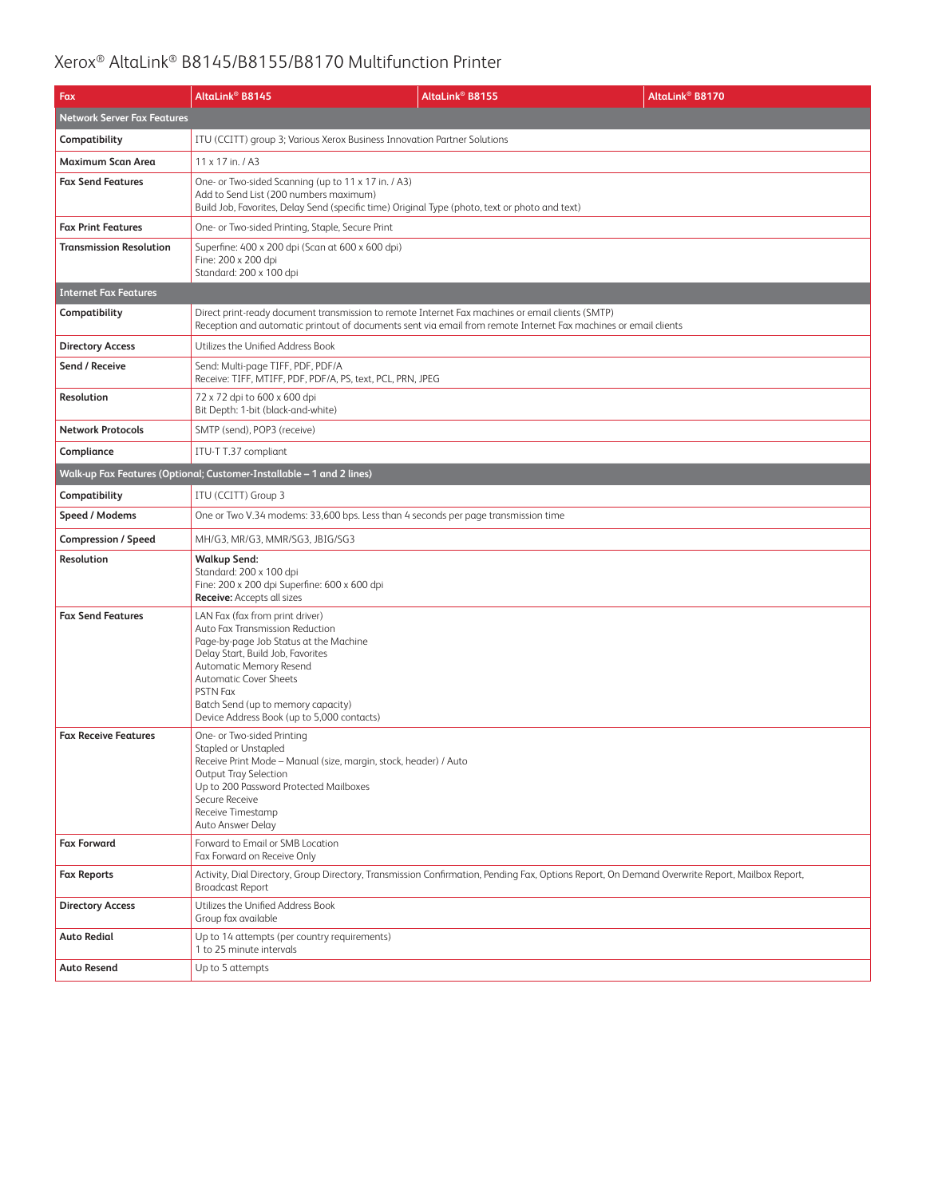# Xerox® AltaLink® B8145/B8155/B8170 Multifunction Printer

| Fax | AltaLink® B8145 | AltaLink® B8155 | AltaLink® B8170 |
|---|---|---|---|
| **Network Server Fax Features** | | | |
| **Compatibility** | ITU (CCITT) group 3; Various Xerox Business Innovation Partner Solutions | | |
| **Maximum Scan Area** | 11 x 17 in. / A3 | | |
| **Fax Send Features** | One- or Two-sided Scanning (up to 11 x 17 in. / A3)<br>Add to Send List (200 numbers maximum)<br>Build Job, Favorites, Delay Send (specific time) Original Type (photo, text or photo and text) | | |
| **Fax Print Features** | One- or Two-sided Printing, Staple, Secure Print | | |
| **Transmission Resolution** | Superfine: 400 x 200 dpi (Scan at 600 x 600 dpi)<br>Fine: 200 x 200 dpi<br>Standard: 200 x 100 dpi | | |
| **Internet Fax Features** | | | |
| **Compatibility** | Direct print-ready document transmission to remote Internet Fax machines or email clients (SMTP)<br>Reception and automatic printout of documents sent via email from remote Internet Fax machines or email clients | | |
| **Directory Access** | Utilizes the Unified Address Book | | |
| **Send / Receive** | Send: Multi-page TIFF, PDF, PDF/A<br>Receive: TIFF, MTIFF, PDF, PDF/A, PS, text, PCL, PRN, JPEG | | |
| **Resolution** | 72 x 72 dpi to 600 x 600 dpi<br>Bit Depth: 1-bit (black-and-white) | | |
| **Network Protocols** | SMTP (send), POP3 (receive) | | |
| **Compliance** | ITU-T T.37 compliant | | |
| **Walk-up Fax Features (Optional; Customer-Installable – 1 and 2 lines)** | | | |
| **Compatibility** | ITU (CCITT) Group 3 | | |
| **Speed / Modems** | One or Two V.34 modems: 33,600 bps. Less than 4 seconds per page transmission time | | |
| **Compression / Speed** | MH/G3, MR/G3, MMR/SG3, JBIG/SG3 | | |
| **Resolution** | **Walkup Send:**<br>Standard: 200 x 100 dpi<br>Fine: 200 x 200 dpi Superfine: 600 x 600 dpi<br>**Receive:** Accepts all sizes | | |
| **Fax Send Features** | LAN Fax (fax from print driver)<br>Auto Fax Transmission Reduction<br>Page-by-page Job Status at the Machine<br>Delay Start, Build Job, Favorites<br>Automatic Memory Resend<br>Automatic Cover Sheets<br>PSTN Fax<br>Batch Send (up to memory capacity)<br>Device Address Book (up to 5,000 contacts) | | |
| **Fax Receive Features** | One- or Two-sided Printing<br>Stapled or Unstapled<br>Receive Print Mode – Manual (size, margin, stock, header) / Auto<br>Output Tray Selection<br>Up to 200 Password Protected Mailboxes<br>Secure Receive<br>Receive Timestamp<br>Auto Answer Delay | | |
| **Fax Forward** | Forward to Email or SMB Location<br>Fax Forward on Receive Only | | |
| **Fax Reports** | Activity, Dial Directory, Group Directory, Transmission Confirmation, Pending Fax, Options Report, On Demand Overwrite Report, Mailbox Report, Broadcast Report | | |
| **Directory Access** | Utilizes the Unified Address Book<br>Group fax available | | |
| **Auto Redial** | Up to 14 attempts (per country requirements)<br>1 to 25 minute intervals | | |
| **Auto Resend** | Up to 5 attempts | | |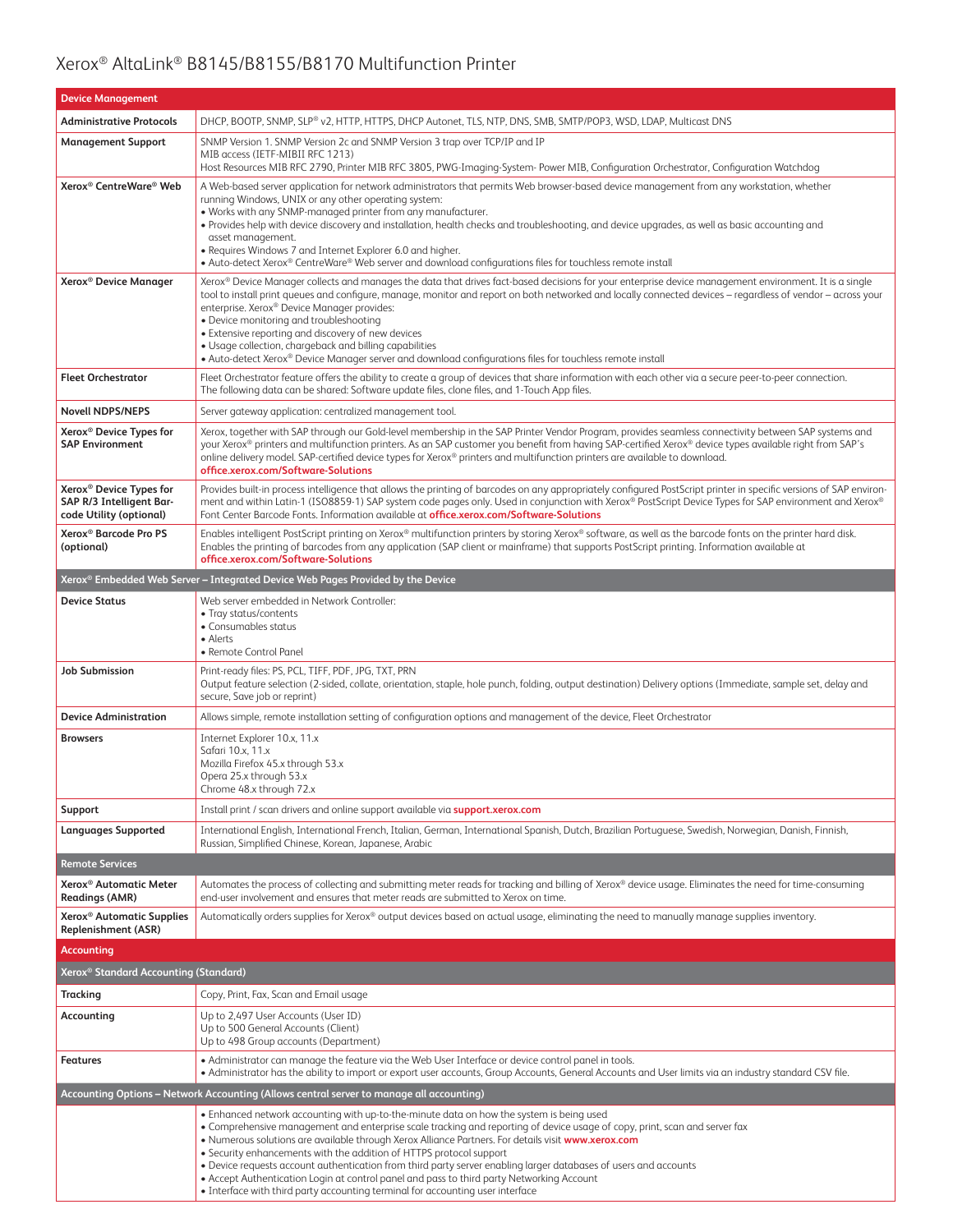# Xerox® AltaLink® B8145/B8155/B8170 Multifunction Printer

| Device Management | |
|---|---|
| **Administrative Protocols** | DHCP, BOOTP, SNMP, SLP® v2, HTTP, HTTPS, DHCP Autonet, TLS, NTP, DNS, SMB, SMTP/POP3, WSD, LDAP, Multicast DNS |
| **Management Support** | SNMP Version 1. SNMP Version 2c and SNMP Version 3 trap over TCP/IP and IP<br>MIB access (IETF-MIBII RFC 1213)<br>Host Resources MIB RFC 2790, Printer MIB RFC 3805, PWG-Imaging-System- Power MIB, Configuration Orchestrator, Configuration Watchdog |
| **Xerox® CentreWare® Web** | A Web-based server application for network administrators that permits Web browser-based device management from any workstation, whether running Windows, UNIX or any other operating system:<br>• Works with any SNMP-managed printer from any manufacturer.<br>• Provides help with device discovery and installation, health checks and troubleshooting, and device upgrades, as well as basic accounting and asset management.<br>• Requires Windows 7 and Internet Explorer 6.0 and higher.<br>• Auto-detect Xerox® CentreWare® Web server and download configurations files for touchless remote install |
| **Xerox® Device Manager** | Xerox® Device Manager collects and manages the data that drives fact-based decisions for your enterprise device management environment. It is a single tool to install print queues and configure, manage, monitor and report on both networked and locally connected devices – regardless of vendor – across your enterprise. Xerox® Device Manager provides:<br>• Device monitoring and troubleshooting<br>• Extensive reporting and discovery of new devices<br>• Usage collection, chargeback and billing capabilities<br>• Auto-detect Xerox® Device Manager server and download configurations files for touchless remote install |
| **Fleet Orchestrator** | Fleet Orchestrator feature offers the ability to create a group of devices that share information with each other via a secure peer-to-peer connection. The following data can be shared: Software update files, clone files, and 1-Touch App files. |
| **Novell NDPS/NEPS** | Server gateway application: centralized management tool. |
| **Xerox® Device Types for SAP Environment** | Xerox, together with SAP through our Gold-level membership in the SAP Printer Vendor Program, provides seamless connectivity between SAP systems and your Xerox® printers and multifunction printers. As an SAP customer you benefit from having SAP-certified Xerox® device types available right from SAP's online delivery model. SAP-certified device types for Xerox® printers and multifunction printers are available to download. **office.xerox.com/Software-Solutions** |
| **Xerox® Device Types for SAP R/3 Intelligent Barcode Utility (optional)** | Provides built-in process intelligence that allows the printing of barcodes on any appropriately configured PostScript printer in specific versions of SAP environment and within Latin-1 (ISO8859-1) SAP system code pages only. Used in conjunction with Xerox® PostScript Device Types for SAP environment and Xerox® Font Center Barcode Fonts. Information available at **office.xerox.com/Software-Solutions** |
| **Xerox® Barcode Pro PS (optional)** | Enables intelligent PostScript printing on Xerox® multifunction printers by storing Xerox® software, as well as the barcode fonts on the printer hard disk. Enables the printing of barcodes from any application (SAP client or mainframe) that supports PostScript printing. Information available at **office.xerox.com/Software-Solutions** |
| **Xerox® Embedded Web Server – Integrated Device Web Pages Provided by the Device** | |
| **Device Status** | Web server embedded in Network Controller:<br>• Tray status/contents<br>• Consumables status<br>• Alerts<br>• Remote Control Panel |
| **Job Submission** | Print-ready files: PS, PCL, TIFF, PDF, JPG, TXT, PRN<br>Output feature selection (2-sided, collate, orientation, staple, hole punch, folding, output destination) Delivery options (Immediate, sample set, delay and secure, Save job or reprint) |
| **Device Administration** | Allows simple, remote installation setting of configuration options and management of the device, Fleet Orchestrator |
| **Browsers** | Internet Explorer 10.x, 11.x<br>Safari 10.x, 11.x<br>Mozilla Firefox 45.x through 53.x<br>Opera 25.x through 53.x<br>Chrome 48.x through 72.x |
| **Support** | Install print / scan drivers and online support available via **support.xerox.com** |
| **Languages Supported** | International English, International French, Italian, German, International Spanish, Dutch, Brazilian Portuguese, Swedish, Norwegian, Danish, Finnish, Russian, Simplified Chinese, Korean, Japanese, Arabic |
| **Remote Services** | |
| **Xerox® Automatic Meter Readings (AMR)** | Automates the process of collecting and submitting meter reads for tracking and billing of Xerox® device usage. Eliminates the need for time-consuming end-user involvement and ensures that meter reads are submitted to Xerox on time. |
| **Xerox® Automatic Supplies Replenishment (ASR)** | Automatically orders supplies for Xerox® output devices based on actual usage, eliminating the need to manually manage supplies inventory. |
| **Accounting** | |
| **Xerox® Standard Accounting (Standard)** | |
| **Tracking** | Copy, Print, Fax, Scan and Email usage |
| **Accounting** | Up to 2,497 User Accounts (User ID)<br>Up to 500 General Accounts (Client)<br>Up to 498 Group accounts (Department) |
| **Features** | • Administrator can manage the feature via the Web User Interface or device control panel in tools.<br>• Administrator has the ability to import or export user accounts, Group Accounts, General Accounts and User limits via an industry standard CSV file. |
| **Accounting Options – Network Accounting (Allows central server to manage all accounting)** | |
| | • Enhanced network accounting with up-to-the-minute data on how the system is being used<br>• Comprehensive management and enterprise scale tracking and reporting of device usage of copy, print, scan and server fax<br>• Numerous solutions are available through Xerox Alliance Partners. For details visit **www.xerox.com**<br>• Security enhancements with the addition of HTTPS protocol support<br>• Device requests account authentication from third party server enabling larger databases of users and accounts<br>• Accept Authentication Login at control panel and pass to third party Networking Account<br>• Interface with third party accounting terminal for accounting user interface |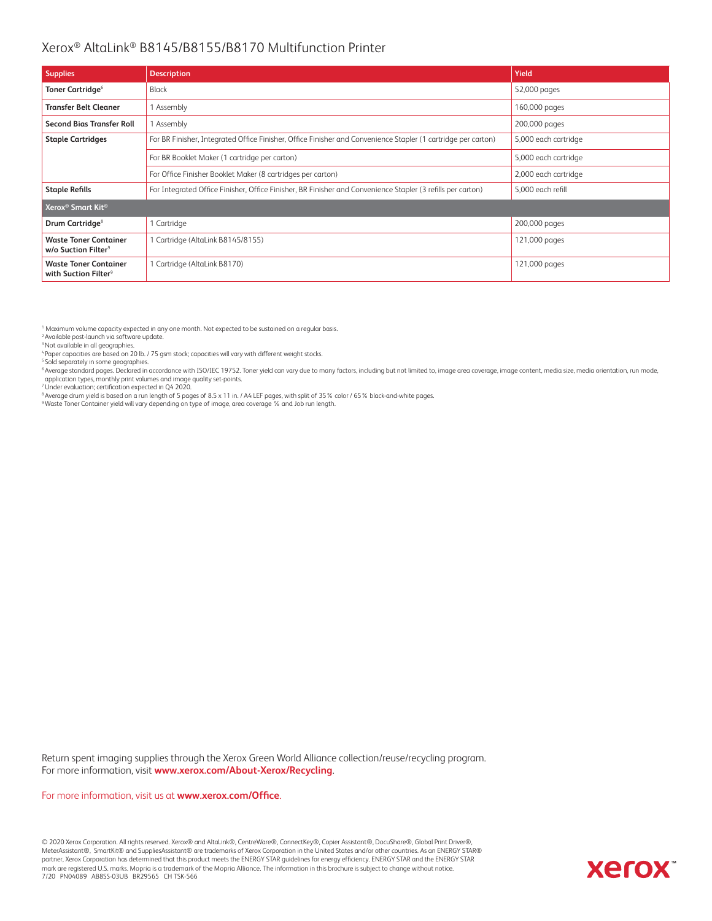# Xerox® AltaLink® B8145/B8155/B8170 Multifunction Printer

| Supplies | Description | Yield |
|---|---|---|
| **Toner Cartridge**[6] | Black | 52,000 pages |
| **Transfer Belt Cleaner** | 1 Assembly | 160,000 pages |
| **Second Bias Transfer Roll** | 1 Assembly | 200,000 pages |
| **Staple Cartridges** | For BR Finisher, Integrated Office Finisher, Office Finisher and Convenience Stapler (1 cartridge per carton) | 5,000 each cartridge |
| | For BR Booklet Maker (1 cartridge per carton) | 5,000 each cartridge |
| | For Office Finisher Booklet Maker (8 cartridges per carton) | 2,000 each cartridge |
| **Staple Refills** | For Integrated Office Finisher, Office Finisher, BR Finisher and Convenience Stapler (3 refills per carton) | 5,000 each refill |
| **Xerox® Smart Kit®** | | |
| **Drum Cartridge**[8] | 1 Cartridge | 200,000 pages |
| **Waste Toner Container w/o Suction Filter**[9] | 1 Cartridge (AltaLink B8145/8155) | 121,000 pages |
| **Waste Toner Container with Suction Filter**[9] | 1 Cartridge (AltaLink B8170) | 121,000 pages |

[1] Maximum volume capacity expected in any one month. Not expected to be sustained on a regular basis.
[2] Available post-launch via software update.
[3] Not available in all geographies.
[4] Paper capacities are based on 20 lb. / 75 gsm stock; capacities will vary with different weight stocks.
[5] Sold separately in some geographies.
[6] Average standard pages. Declared in accordance with ISO/IEC 19752. Toner yield can vary due to many factors, including but not limited to, image area coverage, image content, media size, media orientation, run mode, application types, monthly print volumes and image quality set-points.
[7] Under evaluation; certification expected in Q4 2020.
[8] Average drum yield is based on a run length of 5 pages of 8.5 x 11 in. / A4 LEF pages, with split of 35% color / 65% black-and-white pages.
[9] Waste Toner Container yield will vary depending on type of image, area coverage % and Job run length.

Return spent imaging supplies through the Xerox Green World Alliance collection/reuse/recycling program. For more information, visit **www.xerox.com/About-Xerox/Recycling**.

For more information, visit us at **www.xerox.com/Office**.

© 2020 Xerox Corporation. All rights reserved. Xerox® and AltaLink®, CentreWare®, ConnectKey®, Copier Assistant®, DocuShare®, Global Print Driver®, MeterAssistant®, SmartKit® and SuppliesAssistant® are trademarks of Xerox Corporation in the United States and/or other countries. As an ENERGY STAR® partner, Xerox Corporation has determined that this product meets the ENERGY STAR guidelines for energy efficiency. ENERGY STAR and the ENERGY STAR mark are registered U.S. marks. Mopria is a trademark of the Mopria Alliance. The information in this brochure is subject to change without notice.
7/20 PN04089 AB8SS-03UB BR29565 CH TSK-566

xerox™